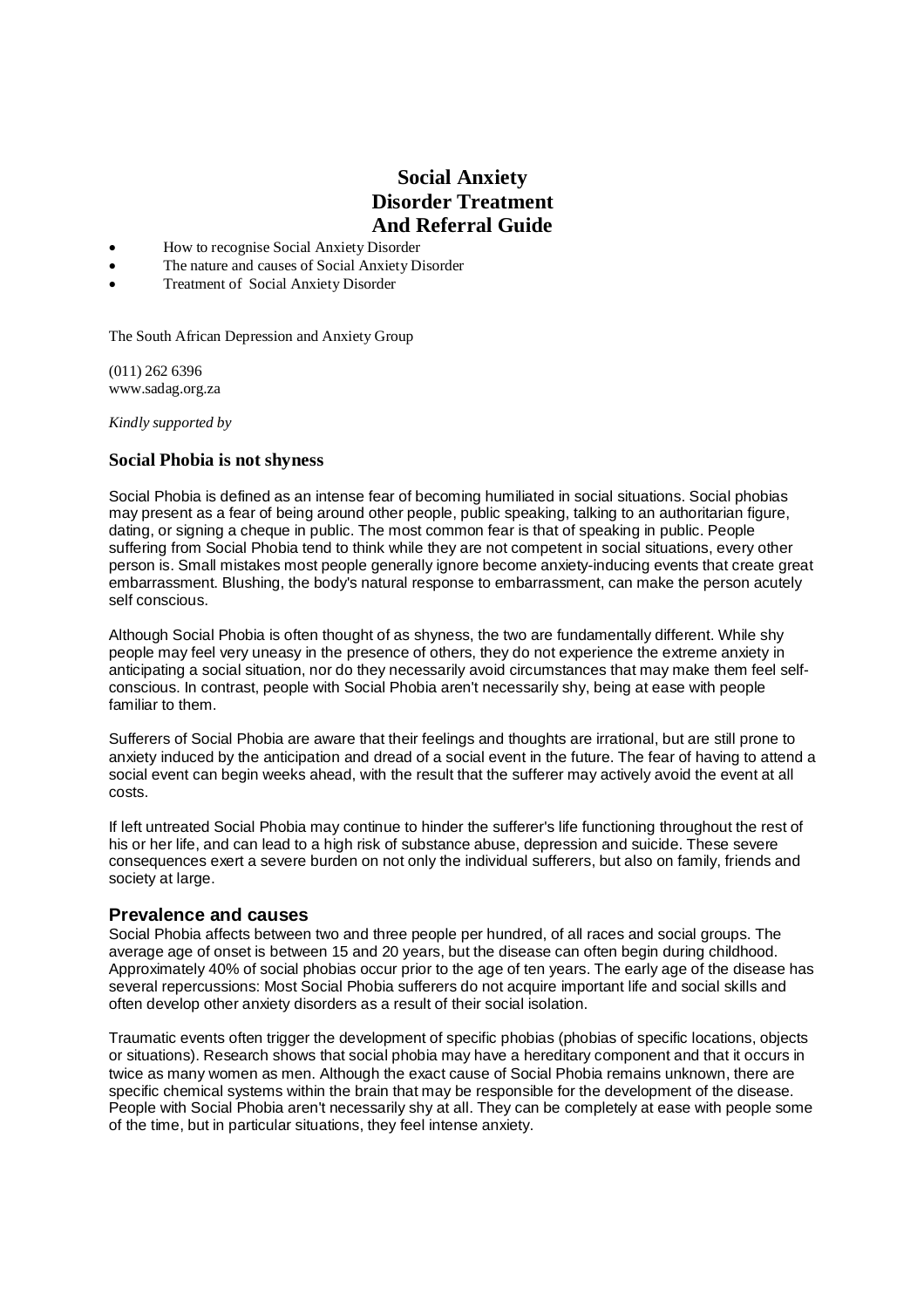# Social Anxiety Disorder Treatment And Referral Guide

- How to recognise Social Anxiety Disorder
- The nature and causes of Social Anxiety Disorder
- Treatment of Social Anxiety Disorder

The South African Depression and Anxiety Group

(011) 262 6396
www.sadag.org.za

*Kindly supported by*

### Social Phobia is not shyness

Social Phobia is defined as an intense fear of becoming humiliated in social situations. Social phobias may present as a fear of being around other people, public speaking, talking to an authoritarian figure, dating, or signing a cheque in public. The most common fear is that of speaking in public. People suffering from Social Phobia tend to think while they are not competent in social situations, every other person is. Small mistakes most people generally ignore become anxiety-inducing events that create great embarrassment. Blushing, the body's natural response to embarrassment, can make the person acutely self conscious.

Although Social Phobia is often thought of as shyness, the two are fundamentally different. While shy people may feel very uneasy in the presence of others, they do not experience the extreme anxiety in anticipating a social situation, nor do they necessarily avoid circumstances that may make them feel self-conscious. In contrast, people with Social Phobia aren't necessarily shy, being at ease with people familiar to them.

Sufferers of Social Phobia are aware that their feelings and thoughts are irrational, but are still prone to anxiety induced by the anticipation and dread of a social event in the future. The fear of having to attend a social event can begin weeks ahead, with the result that the sufferer may actively avoid the event at all costs.

If left untreated Social Phobia may continue to hinder the sufferer's life functioning throughout the rest of his or her life, and can lead to a high risk of substance abuse, depression and suicide. These severe consequences exert a severe burden on not only the individual sufferers, but also on family, friends and society at large.

### Prevalence and causes

Social Phobia affects between two and three people per hundred, of all races and social groups. The average age of onset is between 15 and 20 years, but the disease can often begin during childhood. Approximately 40% of social phobias occur prior to the age of ten years. The early age of the disease has several repercussions: Most Social Phobia sufferers do not acquire important life and social skills and often develop other anxiety disorders as a result of their social isolation.

Traumatic events often trigger the development of specific phobias (phobias of specific locations, objects or situations). Research shows that social phobia may have a hereditary component and that it occurs in twice as many women as men. Although the exact cause of Social Phobia remains unknown, there are specific chemical systems within the brain that may be responsible for the development of the disease. People with Social Phobia aren't necessarily shy at all. They can be completely at ease with people some of the time, but in particular situations, they feel intense anxiety.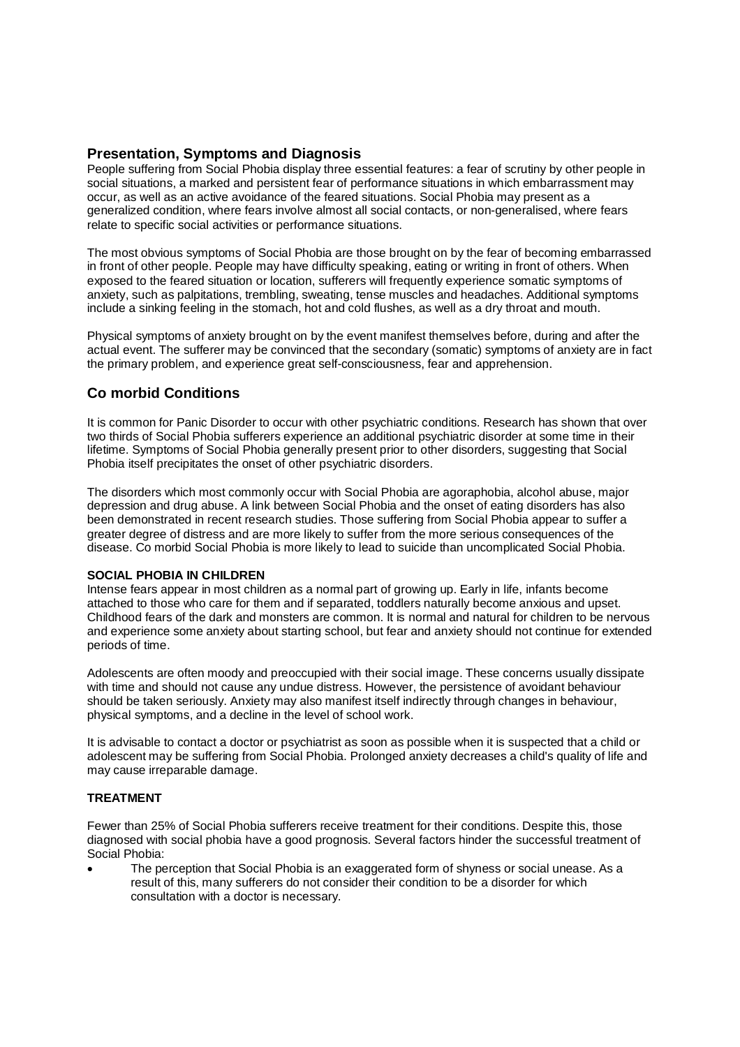## Presentation, Symptoms and Diagnosis

People suffering from Social Phobia display three essential features: a fear of scrutiny by other people in social situations, a marked and persistent fear of performance situations in which embarrassment may occur, as well as an active avoidance of the feared situations. Social Phobia may present as a generalized condition, where fears involve almost all social contacts, or non-generalised, where fears relate to specific social activities or performance situations.

The most obvious symptoms of Social Phobia are those brought on by the fear of becoming embarrassed in front of other people. People may have difficulty speaking, eating or writing in front of others. When exposed to the feared situation or location, sufferers will frequently experience somatic symptoms of anxiety, such as palpitations, trembling, sweating, tense muscles and headaches. Additional symptoms include a sinking feeling in the stomach, hot and cold flushes, as well as a dry throat and mouth.

Physical symptoms of anxiety brought on by the event manifest themselves before, during and after the actual event. The sufferer may be convinced that the secondary (somatic) symptoms of anxiety are in fact the primary problem, and experience great self-consciousness, fear and apprehension.

## Co morbid Conditions

It is common for Panic Disorder to occur with other psychiatric conditions. Research has shown that over two thirds of Social Phobia sufferers experience an additional psychiatric disorder at some time in their lifetime. Symptoms of Social Phobia generally present prior to other disorders, suggesting that Social Phobia itself precipitates the onset of other psychiatric disorders.

The disorders which most commonly occur with Social Phobia are agoraphobia, alcohol abuse, major depression and drug abuse. A link between Social Phobia and the onset of eating disorders has also been demonstrated in recent research studies. Those suffering from Social Phobia appear to suffer a greater degree of distress and are more likely to suffer from the more serious consequences of the disease. Co morbid Social Phobia is more likely to lead to suicide than uncomplicated Social Phobia.

### SOCIAL PHOBIA IN CHILDREN

Intense fears appear in most children as a normal part of growing up. Early in life, infants become attached to those who care for them and if separated, toddlers naturally become anxious and upset. Childhood fears of the dark and monsters are common. It is normal and natural for children to be nervous and experience some anxiety about starting school, but fear and anxiety should not continue for extended periods of time.

Adolescents are often moody and preoccupied with their social image. These concerns usually dissipate with time and should not cause any undue distress. However, the persistence of avoidant behaviour should be taken seriously. Anxiety may also manifest itself indirectly through changes in behaviour, physical symptoms, and a decline in the level of school work.

It is advisable to contact a doctor or psychiatrist as soon as possible when it is suspected that a child or adolescent may be suffering from Social Phobia. Prolonged anxiety decreases a child's quality of life and may cause irreparable damage.

### TREATMENT

Fewer than 25% of Social Phobia sufferers receive treatment for their conditions. Despite this, those diagnosed with social phobia have a good prognosis. Several factors hinder the successful treatment of Social Phobia:

- The perception that Social Phobia is an exaggerated form of shyness or social unease. As a result of this, many sufferers do not consider their condition to be a disorder for which consultation with a doctor is necessary.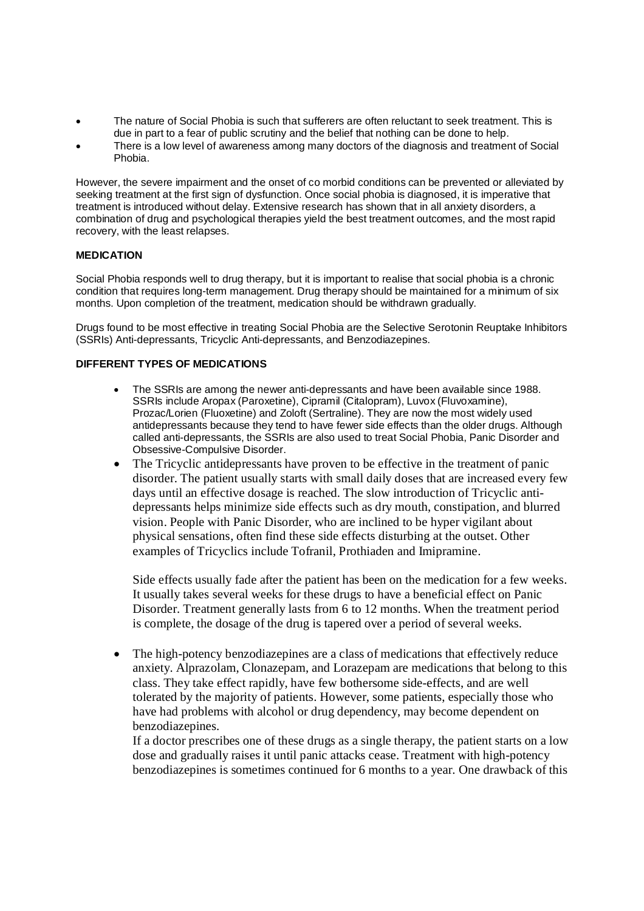- The nature of Social Phobia is such that sufferers are often reluctant to seek treatment. This is due in part to a fear of public scrutiny and the belief that nothing can be done to help.
- There is a low level of awareness among many doctors of the diagnosis and treatment of Social Phobia.

However, the severe impairment and the onset of co morbid conditions can be prevented or alleviated by seeking treatment at the first sign of dysfunction. Once social phobia is diagnosed, it is imperative that treatment is introduced without delay. Extensive research has shown that in all anxiety disorders, a combination of drug and psychological therapies yield the best treatment outcomes, and the most rapid recovery, with the least relapses.

**MEDICATION**

Social Phobia responds well to drug therapy, but it is important to realise that social phobia is a chronic condition that requires long-term management. Drug therapy should be maintained for a minimum of six months. Upon completion of the treatment, medication should be withdrawn gradually.

Drugs found to be most effective in treating Social Phobia are the Selective Serotonin Reuptake Inhibitors (SSRIs) Anti-depressants, Tricyclic Anti-depressants, and Benzodiazepines.

**DIFFERENT TYPES OF MEDICATIONS**

- The SSRIs are among the newer anti-depressants and have been available since 1988. SSRIs include Aropax (Paroxetine), Cipramil (Citalopram), Luvox (Fluvoxamine), Prozac/Lorien (Fluoxetine) and Zoloft (Sertraline). They are now the most widely used antidepressants because they tend to have fewer side effects than the older drugs. Although called anti-depressants, the SSRIs are also used to treat Social Phobia, Panic Disorder and Obsessive-Compulsive Disorder.
- The Tricyclic antidepressants have proven to be effective in the treatment of panic disorder. The patient usually starts with small daily doses that are increased every few days until an effective dosage is reached. The slow introduction of Tricyclic anti-depressants helps minimize side effects such as dry mouth, constipation, and blurred vision. People with Panic Disorder, who are inclined to be hyper vigilant about physical sensations, often find these side effects disturbing at the outset. Other examples of Tricyclics include Tofranil, Prothiaden and Imipramine.

  Side effects usually fade after the patient has been on the medication for a few weeks. It usually takes several weeks for these drugs to have a beneficial effect on Panic Disorder. Treatment generally lasts from 6 to 12 months. When the treatment period is complete, the dosage of the drug is tapered over a period of several weeks.

- The high-potency benzodiazepines are a class of medications that effectively reduce anxiety. Alprazolam, Clonazepam, and Lorazepam are medications that belong to this class. They take effect rapidly, have few bothersome side-effects, and are well tolerated by the majority of patients. However, some patients, especially those who have had problems with alcohol or drug dependency, may become dependent on benzodiazepines.

  If a doctor prescribes one of these drugs as a single therapy, the patient starts on a low dose and gradually raises it until panic attacks cease. Treatment with high-potency benzodiazepines is sometimes continued for 6 months to a year. One drawback of this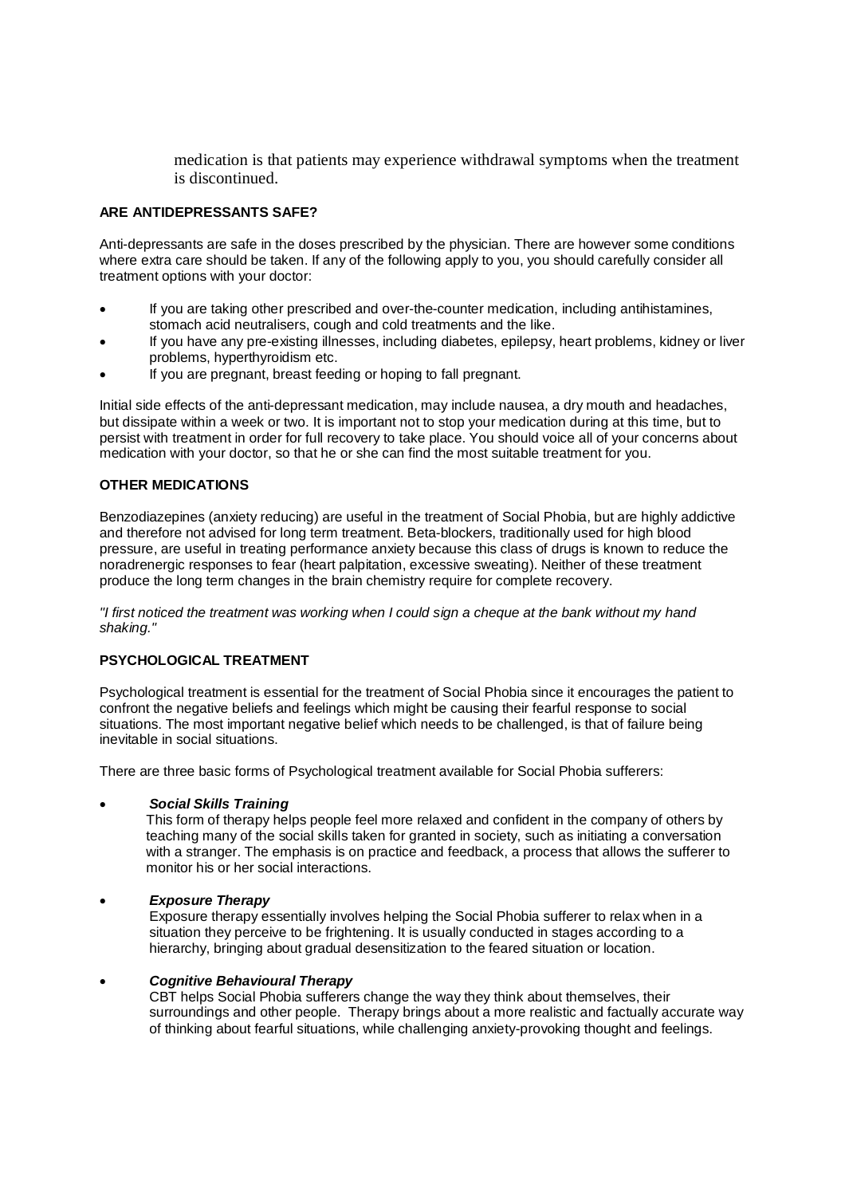medication is that patients may experience withdrawal symptoms when the treatment is discontinued.

**ARE ANTIDEPRESSANTS SAFE?**

Anti-depressants are safe in the doses prescribed by the physician. There are however some conditions where extra care should be taken. If any of the following apply to you, you should carefully consider all treatment options with your doctor:

- If you are taking other prescribed and over-the-counter medication, including antihistamines, stomach acid neutralisers, cough and cold treatments and the like.
- If you have any pre-existing illnesses, including diabetes, epilepsy, heart problems, kidney or liver problems, hyperthyroidism etc.
- If you are pregnant, breast feeding or hoping to fall pregnant.

Initial side effects of the anti-depressant medication, may include nausea, a dry mouth and headaches, but dissipate within a week or two. It is important not to stop your medication during at this time, but to persist with treatment in order for full recovery to take place. You should voice all of your concerns about medication with your doctor, so that he or she can find the most suitable treatment for you.

**OTHER MEDICATIONS**

Benzodiazepines (anxiety reducing) are useful in the treatment of Social Phobia, but are highly addictive and therefore not advised for long term treatment. Beta-blockers, traditionally used for high blood pressure, are useful in treating performance anxiety because this class of drugs is known to reduce the noradrenergic responses to fear (heart palpitation, excessive sweating). Neither of these treatment produce the long term changes in the brain chemistry require for complete recovery.

*"I first noticed the treatment was working when I could sign a cheque at the bank without my hand shaking."*

**PSYCHOLOGICAL TREATMENT**

Psychological treatment is essential for the treatment of Social Phobia since it encourages the patient to confront the negative beliefs and feelings which might be causing their fearful response to social situations. The most important negative belief which needs to be challenged, is that of failure being inevitable in social situations.

There are three basic forms of Psychological treatment available for Social Phobia sufferers:

- ***Social Skills Training***
  This form of therapy helps people feel more relaxed and confident in the company of others by teaching many of the social skills taken for granted in society, such as initiating a conversation with a stranger. The emphasis is on practice and feedback, a process that allows the sufferer to monitor his or her social interactions.

- ***Exposure Therapy***
  Exposure therapy essentially involves helping the Social Phobia sufferer to relax when in a situation they perceive to be frightening. It is usually conducted in stages according to a hierarchy, bringing about gradual desensitization to the feared situation or location.

- ***Cognitive Behavioural Therapy***
  CBT helps Social Phobia sufferers change the way they think about themselves, their surroundings and other people. Therapy brings about a more realistic and factually accurate way of thinking about fearful situations, while challenging anxiety-provoking thought and feelings.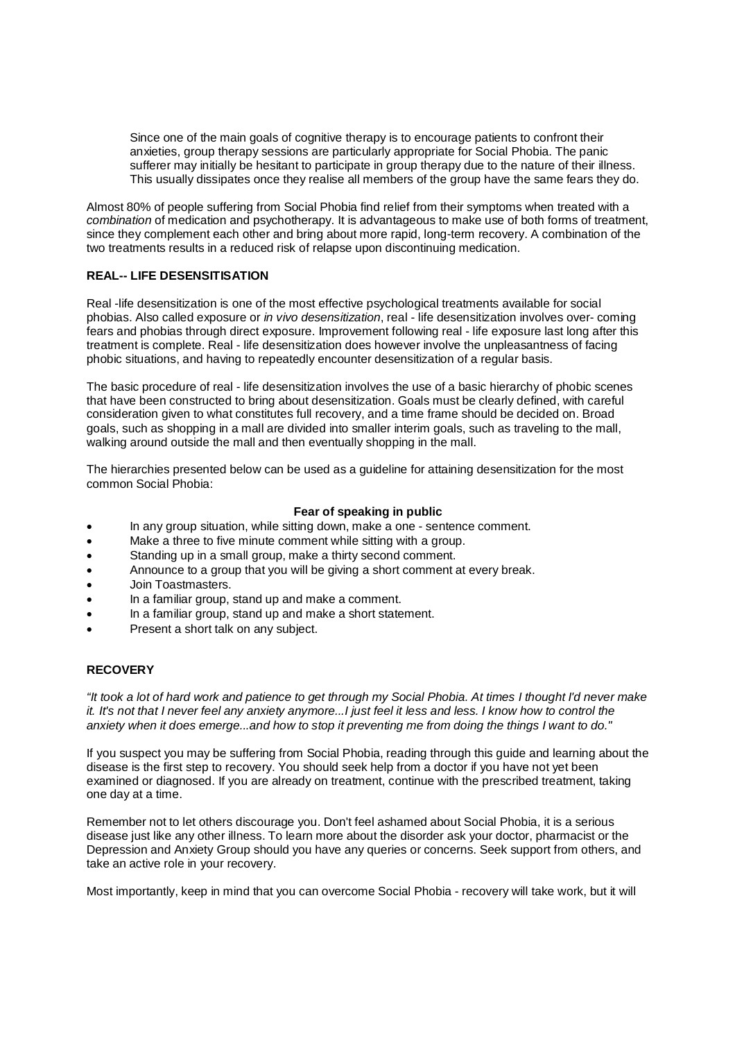Since one of the main goals of cognitive therapy is to encourage patients to confront their anxieties, group therapy sessions are particularly appropriate for Social Phobia. The panic sufferer may initially be hesitant to participate in group therapy due to the nature of their illness. This usually dissipates once they realise all members of the group have the same fears they do.

Almost 80% of people suffering from Social Phobia find relief from their symptoms when treated with a *combination* of medication and psychotherapy. It is advantageous to make use of both forms of treatment, since they complement each other and bring about more rapid, long-term recovery. A combination of the two treatments results in a reduced risk of relapse upon discontinuing medication.

**REAL-- LIFE DESENSITISATION**

Real -life desensitization is one of the most effective psychological treatments available for social phobias. Also called exposure or *in vivo desensitization*, real - life desensitization involves over- coming fears and phobias through direct exposure. Improvement following real - life exposure last long after this treatment is complete. Real - life desensitization does however involve the unpleasantness of facing phobic situations, and having to repeatedly encounter desensitization of a regular basis.

The basic procedure of real - life desensitization involves the use of a basic hierarchy of phobic scenes that have been constructed to bring about desensitization. Goals must be clearly defined, with careful consideration given to what constitutes full recovery, and a time frame should be decided on. Broad goals, such as shopping in a mall are divided into smaller interim goals, such as traveling to the mall, walking around outside the mall and then eventually shopping in the mall.

The hierarchies presented below can be used as a guideline for attaining desensitization for the most common Social Phobia:

**Fear of speaking in public**

- In any group situation, while sitting down, make a one - sentence comment.
- Make a three to five minute comment while sitting with a group.
- Standing up in a small group, make a thirty second comment.
- Announce to a group that you will be giving a short comment at every break.
- Join Toastmasters.
- In a familiar group, stand up and make a comment.
- In a familiar group, stand up and make a short statement.
- Present a short talk on any subject.

**RECOVERY**

*"It took a lot of hard work and patience to get through my Social Phobia. At times I thought I'd never make it. It's not that I never feel any anxiety anymore...I just feel it less and less. I know how to control the anxiety when it does emerge...and how to stop it preventing me from doing the things I want to do."*

If you suspect you may be suffering from Social Phobia, reading through this guide and learning about the disease is the first step to recovery. You should seek help from a doctor if you have not yet been examined or diagnosed. If you are already on treatment, continue with the prescribed treatment, taking one day at a time.

Remember not to let others discourage you. Don't feel ashamed about Social Phobia, it is a serious disease just like any other illness. To learn more about the disorder ask your doctor, pharmacist or the Depression and Anxiety Group should you have any queries or concerns. Seek support from others, and take an active role in your recovery.

Most importantly, keep in mind that you can overcome Social Phobia - recovery will take work, but it will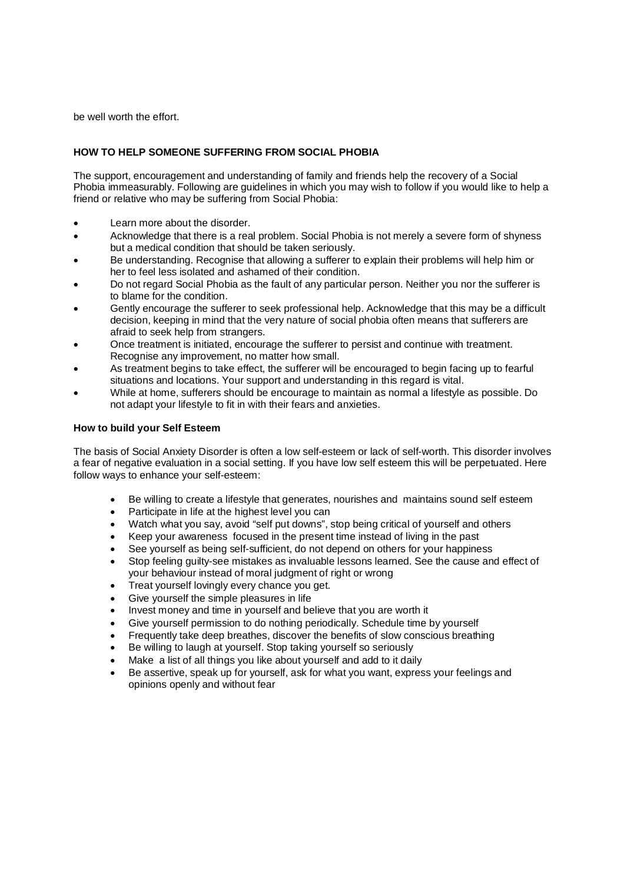be well worth the effort.

## HOW TO HELP SOMEONE SUFFERING FROM SOCIAL PHOBIA

The support, encouragement and understanding of family and friends help the recovery of a Social Phobia immeasurably. Following are guidelines in which you may wish to follow if you would like to help a friend or relative who may be suffering from Social Phobia:

- Learn more about the disorder.
- Acknowledge that there is a real problem. Social Phobia is not merely a severe form of shyness but a medical condition that should be taken seriously.
- Be understanding. Recognise that allowing a sufferer to explain their problems will help him or her to feel less isolated and ashamed of their condition.
- Do not regard Social Phobia as the fault of any particular person. Neither you nor the sufferer is to blame for the condition.
- Gently encourage the sufferer to seek professional help. Acknowledge that this may be a difficult decision, keeping in mind that the very nature of social phobia often means that sufferers are afraid to seek help from strangers.
- Once treatment is initiated, encourage the sufferer to persist and continue with treatment. Recognise any improvement, no matter how small.
- As treatment begins to take effect, the sufferer will be encouraged to begin facing up to fearful situations and locations. Your support and understanding in this regard is vital.
- While at home, sufferers should be encourage to maintain as normal a lifestyle as possible. Do not adapt your lifestyle to fit in with their fears and anxieties.

### How to build your Self Esteem

The basis of Social Anxiety Disorder is often a low self-esteem or lack of self-worth. This disorder involves a fear of negative evaluation in a social setting. If you have low self esteem this will be perpetuated. Here follow ways to enhance your self-esteem:

- Be willing to create a lifestyle that generates, nourishes and maintains sound self esteem
- Participate in life at the highest level you can
- Watch what you say, avoid "self put downs", stop being critical of yourself and others
- Keep your awareness focused in the present time instead of living in the past
- See yourself as being self-sufficient, do not depend on others for your happiness
- Stop feeling guilty-see mistakes as invaluable lessons learned. See the cause and effect of your behaviour instead of moral judgment of right or wrong
- Treat yourself lovingly every chance you get.
- Give yourself the simple pleasures in life
- Invest money and time in yourself and believe that you are worth it
- Give yourself permission to do nothing periodically. Schedule time by yourself
- Frequently take deep breathes, discover the benefits of slow conscious breathing
- Be willing to laugh at yourself. Stop taking yourself so seriously
- Make a list of all things you like about yourself and add to it daily
- Be assertive, speak up for yourself, ask for what you want, express your feelings and opinions openly and without fear